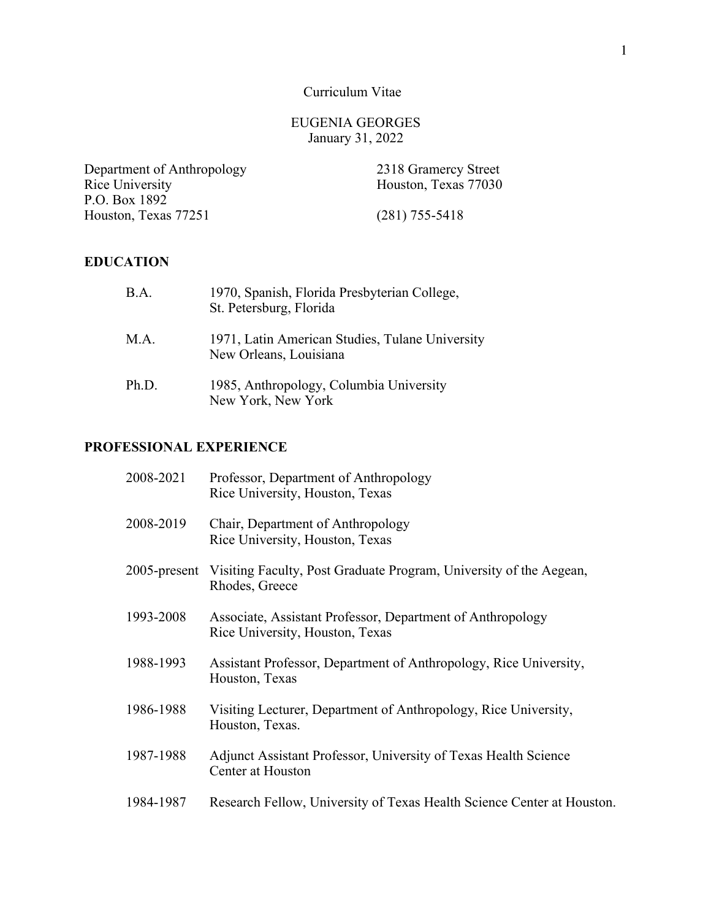# Curriculum Vitae

## EUGENIA GEORGES

January 31, 2022

Department of Anthropology
Rice University
P.O. Box 1892
Houston, Texas 77251

2318 Gramercy Street
Houston, Texas 77030

(281) 755-5418

## EDUCATION

| | |
|---|---|
| B.A. | 1970, Spanish, Florida Presbyterian College, St. Petersburg, Florida |
| M.A. | 1971, Latin American Studies, Tulane University New Orleans, Louisiana |
| Ph.D. | 1985, Anthropology, Columbia University New York, New York |

## PROFESSIONAL EXPERIENCE

| | |
|---|---|
| 2008-2021 | Professor, Department of Anthropology Rice University, Houston, Texas |
| 2008-2019 | Chair, Department of Anthropology Rice University, Houston, Texas |
| 2005-present | Visiting Faculty, Post Graduate Program, University of the Aegean, Rhodes, Greece |
| 1993-2008 | Associate, Assistant Professor, Department of Anthropology Rice University, Houston, Texas |
| 1988-1993 | Assistant Professor, Department of Anthropology, Rice University, Houston, Texas |
| 1986-1988 | Visiting Lecturer, Department of Anthropology, Rice University, Houston, Texas. |
| 1987-1988 | Adjunct Assistant Professor, University of Texas Health Science Center at Houston |
| 1984-1987 | Research Fellow, University of Texas Health Science Center at Houston. |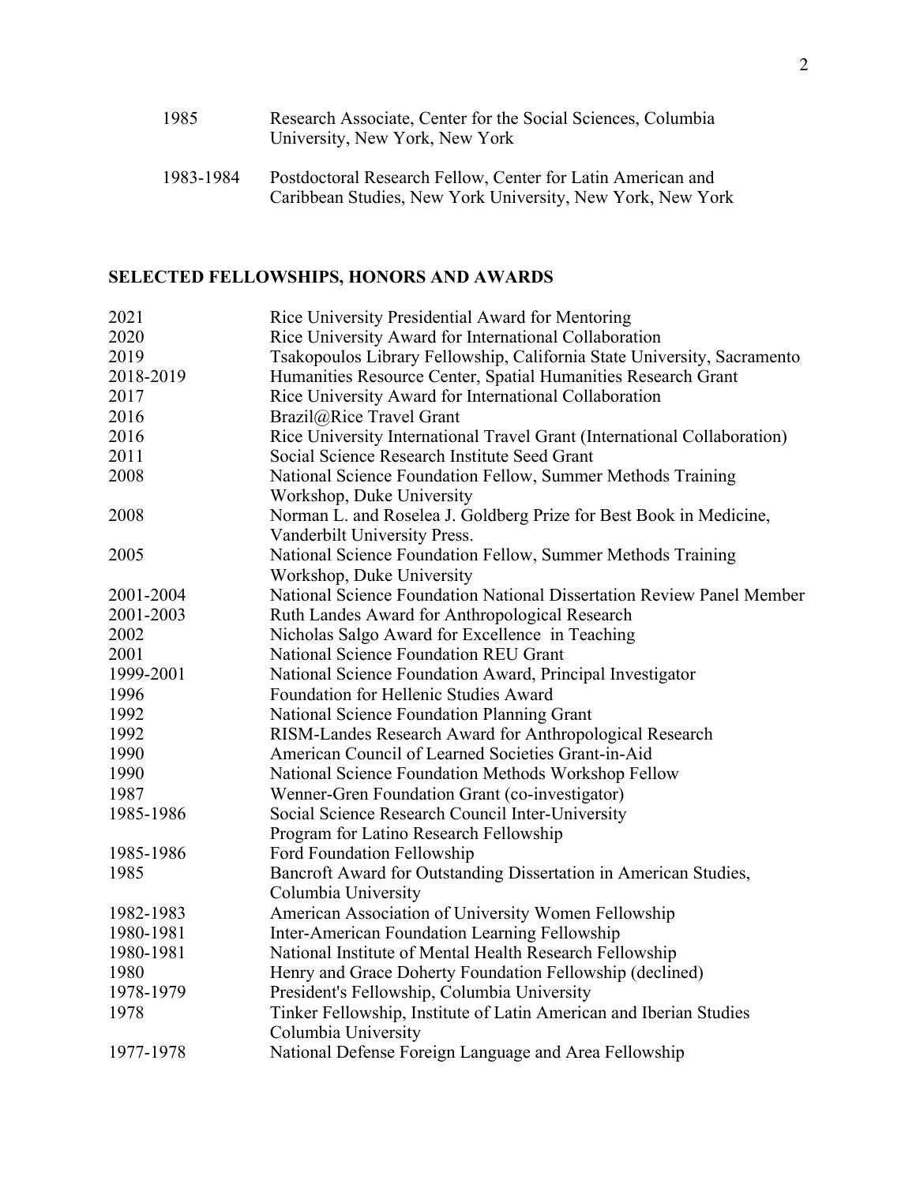1985 Research Associate, Center for the Social Sciences, Columbia University, New York, New York

1983-1984 Postdoctoral Research Fellow, Center for Latin American and Caribbean Studies, New York University, New York, New York

## SELECTED FELLOWSHIPS, HONORS AND AWARDS

| | |
|---|---|
| 2021 | Rice University Presidential Award for Mentoring |
| 2020 | Rice University Award for International Collaboration |
| 2019 | Tsakopoulos Library Fellowship, California State University, Sacramento |
| 2018-2019 | Humanities Resource Center, Spatial Humanities Research Grant |
| 2017 | Rice University Award for International Collaboration |
| 2016 | Brazil@Rice Travel Grant |
| 2016 | Rice University International Travel Grant (International Collaboration) |
| 2011 | Social Science Research Institute Seed Grant |
| 2008 | National Science Foundation Fellow, Summer Methods Training Workshop, Duke University |
| 2008 | Norman L. and Roselea J. Goldberg Prize for Best Book in Medicine, Vanderbilt University Press. |
| 2005 | National Science Foundation Fellow, Summer Methods Training Workshop, Duke University |
| 2001-2004 | National Science Foundation National Dissertation Review Panel Member |
| 2001-2003 | Ruth Landes Award for Anthropological Research |
| 2002 | Nicholas Salgo Award for Excellence in Teaching |
| 2001 | National Science Foundation REU Grant |
| 1999-2001 | National Science Foundation Award, Principal Investigator |
| 1996 | Foundation for Hellenic Studies Award |
| 1992 | National Science Foundation Planning Grant |
| 1992 | RISM-Landes Research Award for Anthropological Research |
| 1990 | American Council of Learned Societies Grant-in-Aid |
| 1990 | National Science Foundation Methods Workshop Fellow |
| 1987 | Wenner-Gren Foundation Grant (co-investigator) |
| 1985-1986 | Social Science Research Council Inter-University Program for Latino Research Fellowship |
| 1985-1986 | Ford Foundation Fellowship |
| 1985 | Bancroft Award for Outstanding Dissertation in American Studies, Columbia University |
| 1982-1983 | American Association of University Women Fellowship |
| 1980-1981 | Inter-American Foundation Learning Fellowship |
| 1980-1981 | National Institute of Mental Health Research Fellowship |
| 1980 | Henry and Grace Doherty Foundation Fellowship (declined) |
| 1978-1979 | President's Fellowship, Columbia University |
| 1978 | Tinker Fellowship, Institute of Latin American and Iberian Studies Columbia University |
| 1977-1978 | National Defense Foreign Language and Area Fellowship |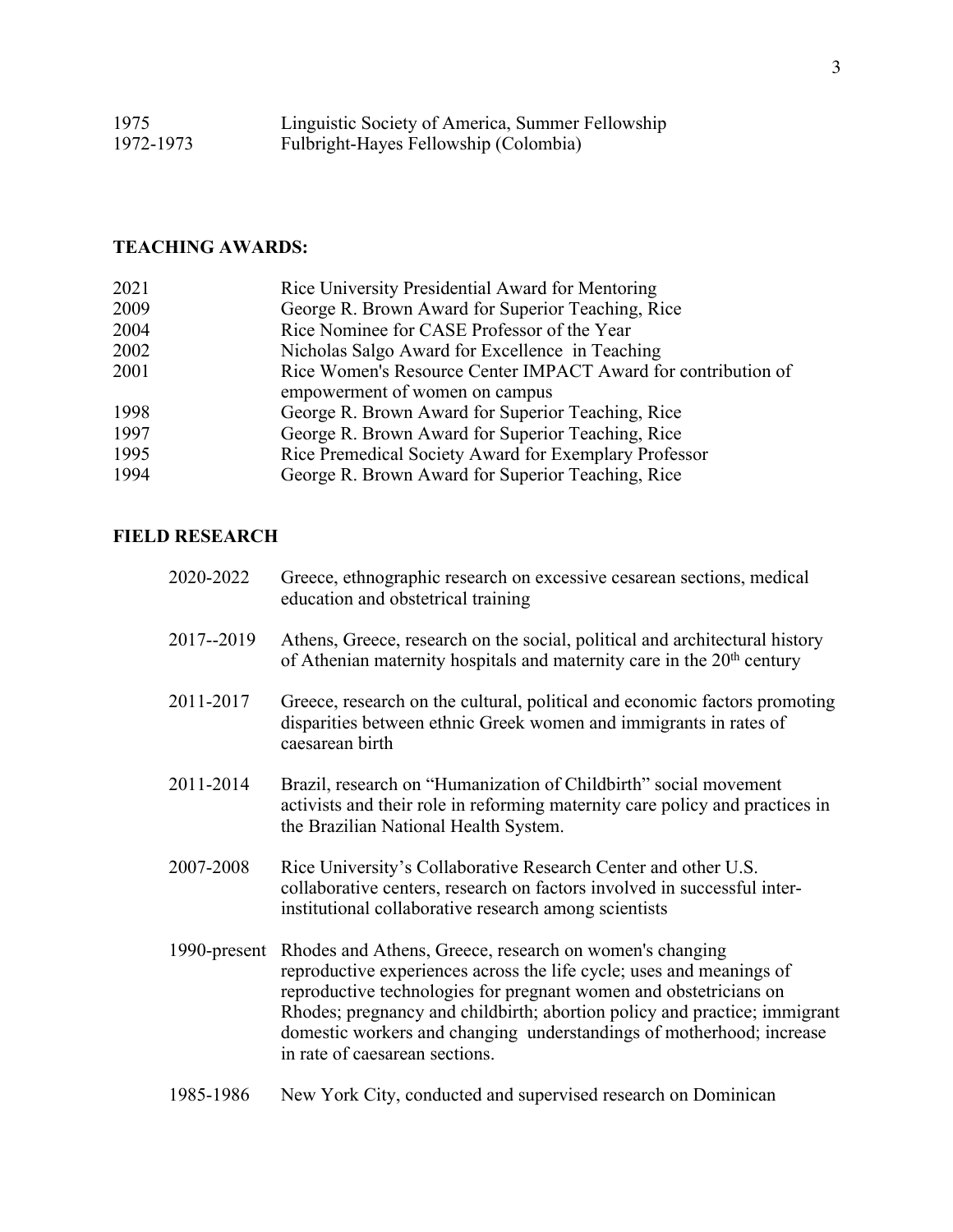| | |
|---|---|
| 1975 | Linguistic Society of America, Summer Fellowship |
| 1972-1973 | Fulbright-Hayes Fellowship (Colombia) |

**TEACHING AWARDS:**

| | |
|---|---|
| 2021 | Rice University Presidential Award for Mentoring |
| 2009 | George R. Brown Award for Superior Teaching, Rice |
| 2004 | Rice Nominee for CASE Professor of the Year |
| 2002 | Nicholas Salgo Award for Excellence in Teaching |
| 2001 | Rice Women's Resource Center IMPACT Award for contribution of empowerment of women on campus |
| 1998 | George R. Brown Award for Superior Teaching, Rice |
| 1997 | George R. Brown Award for Superior Teaching, Rice |
| 1995 | Rice Premedical Society Award for Exemplary Professor |
| 1994 | George R. Brown Award for Superior Teaching, Rice |

**FIELD RESEARCH**

| | |
|---|---|
| 2020-2022 | Greece, ethnographic research on excessive cesarean sections, medical education and obstetrical training |
| 2017--2019 | Athens, Greece, research on the social, political and architectural history of Athenian maternity hospitals and maternity care in the 20th century |
| 2011-2017 | Greece, research on the cultural, political and economic factors promoting disparities between ethnic Greek women and immigrants in rates of caesarean birth |
| 2011-2014 | Brazil, research on "Humanization of Childbirth" social movement activists and their role in reforming maternity care policy and practices in the Brazilian National Health System. |
| 2007-2008 | Rice University's Collaborative Research Center and other U.S. collaborative centers, research on factors involved in successful inter-institutional collaborative research among scientists |
| 1990-present | Rhodes and Athens, Greece, research on women's changing reproductive experiences across the life cycle; uses and meanings of reproductive technologies for pregnant women and obstetricians on Rhodes; pregnancy and childbirth; abortion policy and practice; immigrant domestic workers and changing understandings of motherhood; increase in rate of caesarean sections. |
| 1985-1986 | New York City, conducted and supervised research on Dominican |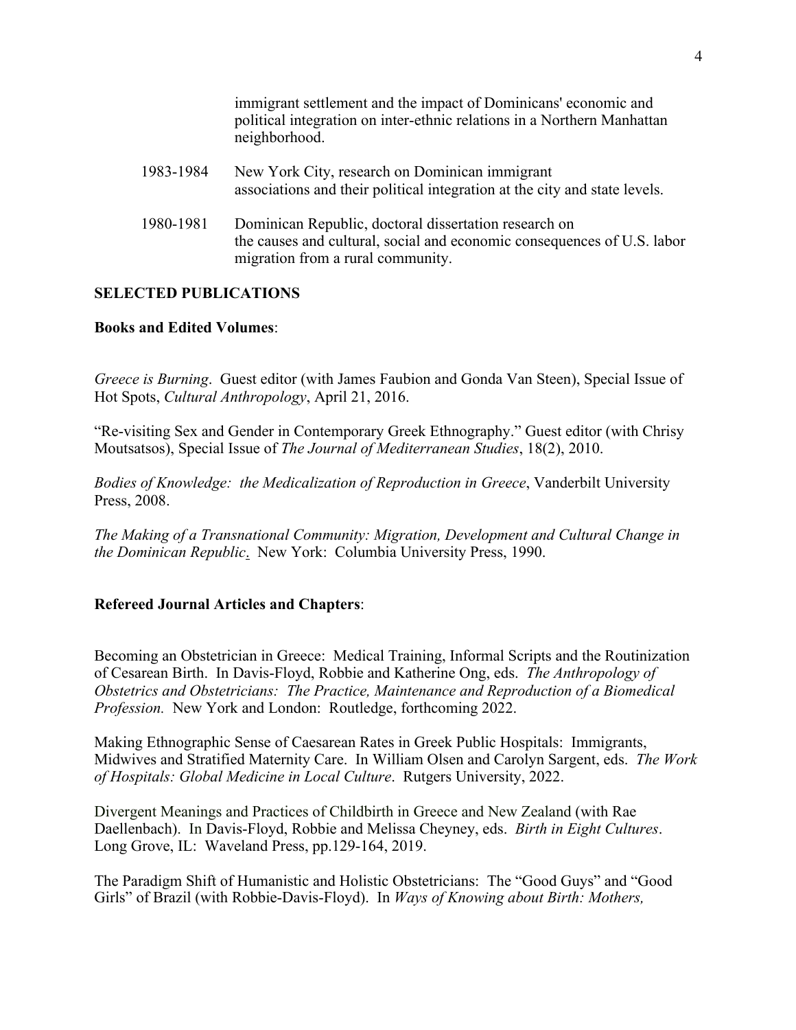immigrant settlement and the impact of Dominicans' economic and political integration on inter-ethnic relations in a Northern Manhattan neighborhood.

1983-1984 New York City, research on Dominican immigrant associations and their political integration at the city and state levels.

1980-1981 Dominican Republic, doctoral dissertation research on the causes and cultural, social and economic consequences of U.S. labor migration from a rural community.

**SELECTED PUBLICATIONS**

**Books and Edited Volumes**:

*Greece is Burning*. Guest editor (with James Faubion and Gonda Van Steen), Special Issue of Hot Spots, *Cultural Anthropology*, April 21, 2016.

"Re-visiting Sex and Gender in Contemporary Greek Ethnography." Guest editor (with Chrisy Moutsatsos), Special Issue of *The Journal of Mediterranean Studies*, 18(2), 2010.

*Bodies of Knowledge: the Medicalization of Reproduction in Greece*, Vanderbilt University Press, 2008.

*The Making of a Transnational Community: Migration, Development and Cultural Change in the Dominican Republic*. New York: Columbia University Press, 1990.

**Refereed Journal Articles and Chapters**:

Becoming an Obstetrician in Greece: Medical Training, Informal Scripts and the Routinization of Cesarean Birth. In Davis-Floyd, Robbie and Katherine Ong, eds. *The Anthropology of Obstetrics and Obstetricians: The Practice, Maintenance and Reproduction of a Biomedical Profession.* New York and London: Routledge, forthcoming 2022.

Making Ethnographic Sense of Caesarean Rates in Greek Public Hospitals: Immigrants, Midwives and Stratified Maternity Care. In William Olsen and Carolyn Sargent, eds. *The Work of Hospitals: Global Medicine in Local Culture*. Rutgers University, 2022.

Divergent Meanings and Practices of Childbirth in Greece and New Zealand (with Rae Daellenbach). In Davis-Floyd, Robbie and Melissa Cheyney, eds. *Birth in Eight Cultures*. Long Grove, IL: Waveland Press, pp.129-164, 2019.

The Paradigm Shift of Humanistic and Holistic Obstetricians: The "Good Guys" and "Good Girls" of Brazil (with Robbie-Davis-Floyd). In *Ways of Knowing about Birth: Mothers,*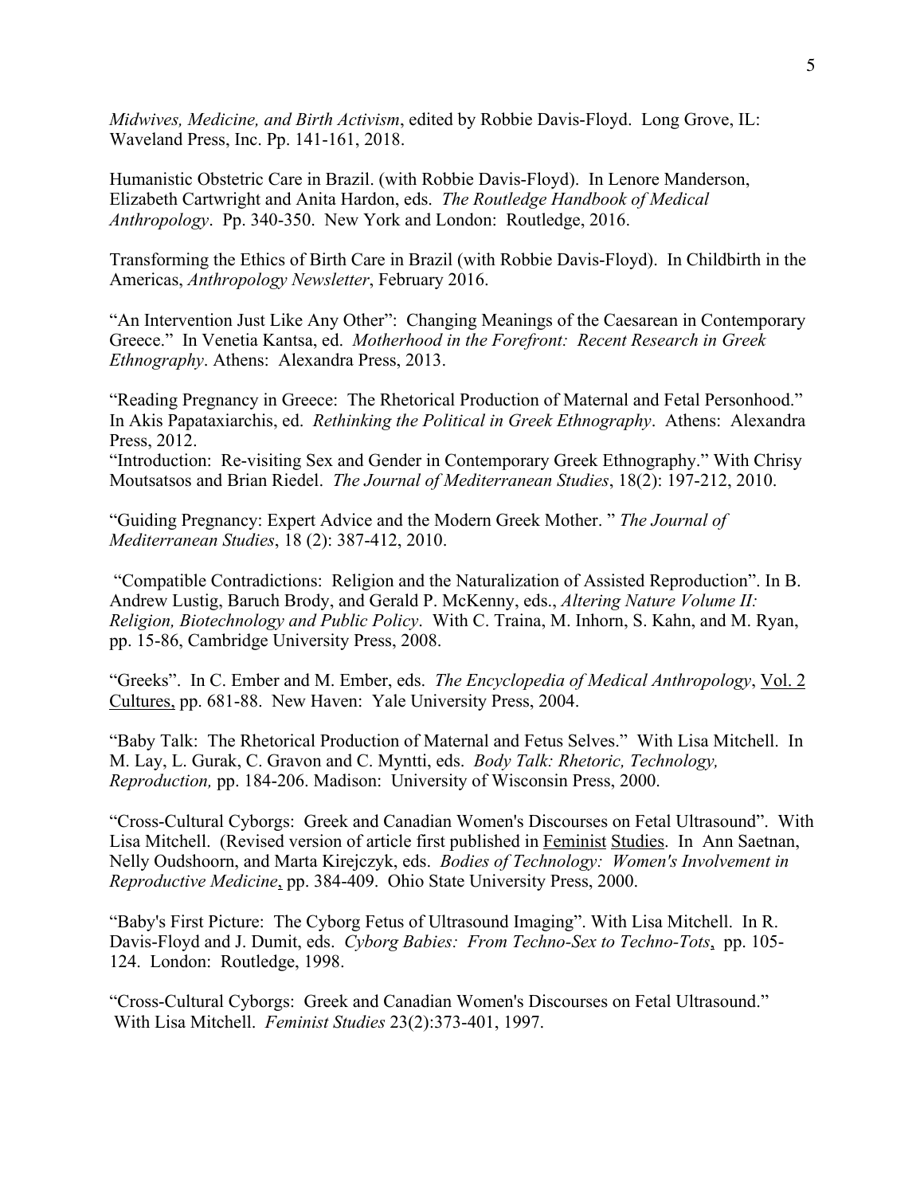*Midwives, Medicine, and Birth Activism*, edited by Robbie Davis-Floyd. Long Grove, IL: Waveland Press, Inc. Pp. 141-161, 2018.

Humanistic Obstetric Care in Brazil. (with Robbie Davis-Floyd). In Lenore Manderson, Elizabeth Cartwright and Anita Hardon, eds. *The Routledge Handbook of Medical Anthropology*. Pp. 340-350. New York and London: Routledge, 2016.

Transforming the Ethics of Birth Care in Brazil (with Robbie Davis-Floyd). In Childbirth in the Americas, *Anthropology Newsletter*, February 2016.

"An Intervention Just Like Any Other": Changing Meanings of the Caesarean in Contemporary Greece." In Venetia Kantsa, ed. *Motherhood in the Forefront: Recent Research in Greek Ethnography*. Athens: Alexandra Press, 2013.

"Reading Pregnancy in Greece: The Rhetorical Production of Maternal and Fetal Personhood." In Akis Papataxiarchis, ed. *Rethinking the Political in Greek Ethnography*. Athens: Alexandra Press, 2012.

"Introduction: Re-visiting Sex and Gender in Contemporary Greek Ethnography." With Chrisy Moutsatsos and Brian Riedel. *The Journal of Mediterranean Studies*, 18(2): 197-212, 2010.

"Guiding Pregnancy: Expert Advice and the Modern Greek Mother. " *The Journal of Mediterranean Studies*, 18 (2): 387-412, 2010.

"Compatible Contradictions: Religion and the Naturalization of Assisted Reproduction". In B. Andrew Lustig, Baruch Brody, and Gerald P. McKenny, eds., *Altering Nature Volume II: Religion, Biotechnology and Public Policy*. With C. Traina, M. Inhorn, S. Kahn, and M. Ryan, pp. 15-86, Cambridge University Press, 2008.

"Greeks". In C. Ember and M. Ember, eds. *The Encyclopedia of Medical Anthropology*, Vol. 2 Cultures, pp. 681-88. New Haven: Yale University Press, 2004.

"Baby Talk: The Rhetorical Production of Maternal and Fetus Selves." With Lisa Mitchell. In M. Lay, L. Gurak, C. Gravon and C. Myntti, eds. *Body Talk: Rhetoric, Technology, Reproduction,* pp. 184-206. Madison: University of Wisconsin Press, 2000.

"Cross-Cultural Cyborgs: Greek and Canadian Women's Discourses on Fetal Ultrasound". With Lisa Mitchell. (Revised version of article first published in Feminist Studies. In Ann Saetnan, Nelly Oudshoorn, and Marta Kirejczyk, eds. *Bodies of Technology: Women's Involvement in Reproductive Medicine*, pp. 384-409. Ohio State University Press, 2000.

"Baby's First Picture: The Cyborg Fetus of Ultrasound Imaging". With Lisa Mitchell. In R. Davis-Floyd and J. Dumit, eds. *Cyborg Babies: From Techno-Sex to Techno-Tots*, pp. 105-124. London: Routledge, 1998.

"Cross-Cultural Cyborgs: Greek and Canadian Women's Discourses on Fetal Ultrasound." With Lisa Mitchell. *Feminist Studies* 23(2):373-401, 1997.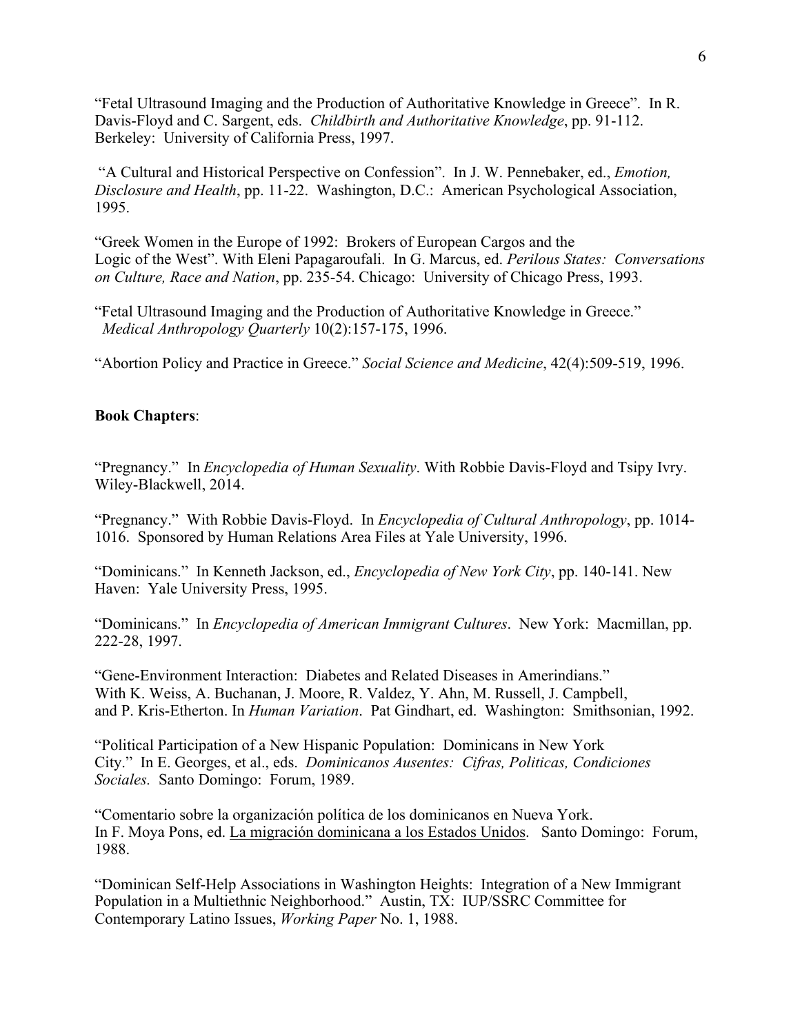"Fetal Ultrasound Imaging and the Production of Authoritative Knowledge in Greece". In R. Davis-Floyd and C. Sargent, eds. *Childbirth and Authoritative Knowledge*, pp. 91-112. Berkeley: University of California Press, 1997.

"A Cultural and Historical Perspective on Confession". In J. W. Pennebaker, ed., *Emotion, Disclosure and Health*, pp. 11-22. Washington, D.C.: American Psychological Association, 1995.

"Greek Women in the Europe of 1992: Brokers of European Cargos and the Logic of the West". With Eleni Papagaroufali. In G. Marcus, ed. *Perilous States: Conversations on Culture, Race and Nation*, pp. 235-54. Chicago: University of Chicago Press, 1993.

"Fetal Ultrasound Imaging and the Production of Authoritative Knowledge in Greece." *Medical Anthropology Quarterly* 10(2):157-175, 1996.

"Abortion Policy and Practice in Greece." *Social Science and Medicine*, 42(4):509-519, 1996.

**Book Chapters**:

"Pregnancy." In *Encyclopedia of Human Sexuality*. With Robbie Davis-Floyd and Tsipy Ivry. Wiley-Blackwell, 2014.

"Pregnancy." With Robbie Davis-Floyd. In *Encyclopedia of Cultural Anthropology*, pp. 1014-1016. Sponsored by Human Relations Area Files at Yale University, 1996.

"Dominicans." In Kenneth Jackson, ed., *Encyclopedia of New York City*, pp. 140-141. New Haven: Yale University Press, 1995.

"Dominicans." In *Encyclopedia of American Immigrant Cultures*. New York: Macmillan, pp. 222-28, 1997.

"Gene-Environment Interaction: Diabetes and Related Diseases in Amerindians." With K. Weiss, A. Buchanan, J. Moore, R. Valdez, Y. Ahn, M. Russell, J. Campbell, and P. Kris-Etherton. In *Human Variation*. Pat Gindhart, ed. Washington: Smithsonian, 1992.

"Political Participation of a New Hispanic Population: Dominicans in New York City." In E. Georges, et al., eds. *Dominicanos Ausentes: Cifras, Politicas, Condiciones Sociales.* Santo Domingo: Forum, 1989.

"Comentario sobre la organización política de los dominicanos en Nueva York. In F. Moya Pons, ed. La migración dominicana a los Estados Unidos. Santo Domingo: Forum, 1988.

"Dominican Self-Help Associations in Washington Heights: Integration of a New Immigrant Population in a Multiethnic Neighborhood." Austin, TX: IUP/SSRC Committee for Contemporary Latino Issues, *Working Paper* No. 1, 1988.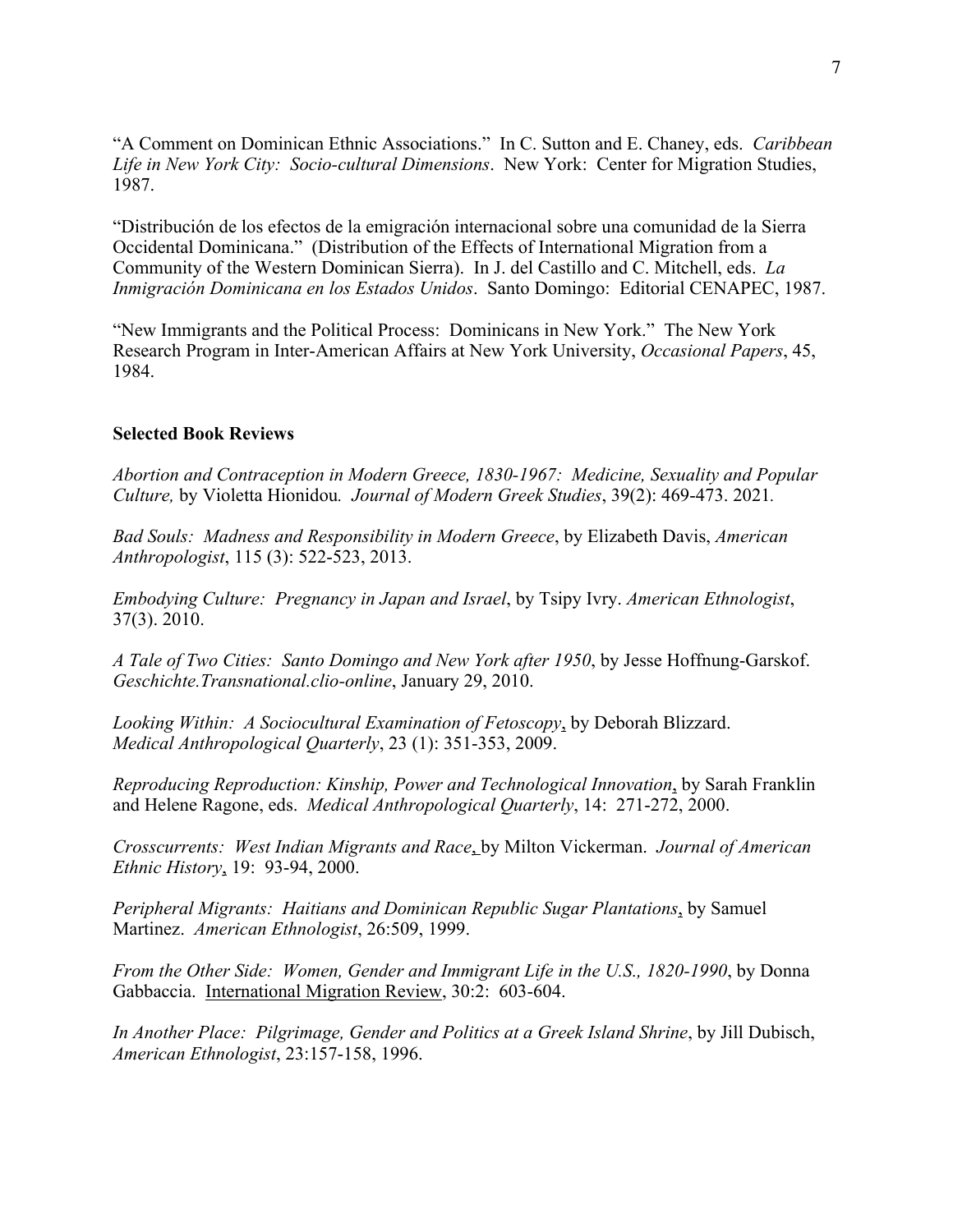"A Comment on Dominican Ethnic Associations." In C. Sutton and E. Chaney, eds. *Caribbean Life in New York City: Socio-cultural Dimensions*. New York: Center for Migration Studies, 1987.

"Distribución de los efectos de la emigración internacional sobre una comunidad de la Sierra Occidental Dominicana." (Distribution of the Effects of International Migration from a Community of the Western Dominican Sierra). In J. del Castillo and C. Mitchell, eds. *La Inmigración Dominicana en los Estados Unidos*. Santo Domingo: Editorial CENAPEC, 1987.

"New Immigrants and the Political Process: Dominicans in New York." The New York Research Program in Inter-American Affairs at New York University, *Occasional Papers*, 45, 1984.

**Selected Book Reviews**

*Abortion and Contraception in Modern Greece, 1830-1967: Medicine, Sexuality and Popular Culture,* by Violetta Hionidou. *Journal of Modern Greek Studies*, 39(2): 469-473. 2021.

*Bad Souls: Madness and Responsibility in Modern Greece*, by Elizabeth Davis, *American Anthropologist*, 115 (3): 522-523, 2013.

*Embodying Culture: Pregnancy in Japan and Israel*, by Tsipy Ivry. *American Ethnologist*, 37(3). 2010.

*A Tale of Two Cities: Santo Domingo and New York after 1950*, by Jesse Hoffnung-Garskof. *Geschichte.Transnational.clio-online*, January 29, 2010.

*Looking Within: A Sociocultural Examination of Fetoscopy*, by Deborah Blizzard. *Medical Anthropological Quarterly*, 23 (1): 351-353, 2009.

*Reproducing Reproduction: Kinship, Power and Technological Innovation*, by Sarah Franklin and Helene Ragone, eds. *Medical Anthropological Quarterly*, 14: 271-272, 2000.

*Crosscurrents: West Indian Migrants and Race*, by Milton Vickerman. *Journal of American Ethnic History*, 19: 93-94, 2000.

*Peripheral Migrants: Haitians and Dominican Republic Sugar Plantations*, by Samuel Martinez. *American Ethnologist*, 26:509, 1999.

*From the Other Side: Women, Gender and Immigrant Life in the U.S., 1820-1990*, by Donna Gabbaccia. International Migration Review, 30:2: 603-604.

*In Another Place: Pilgrimage, Gender and Politics at a Greek Island Shrine*, by Jill Dubisch, *American Ethnologist*, 23:157-158, 1996.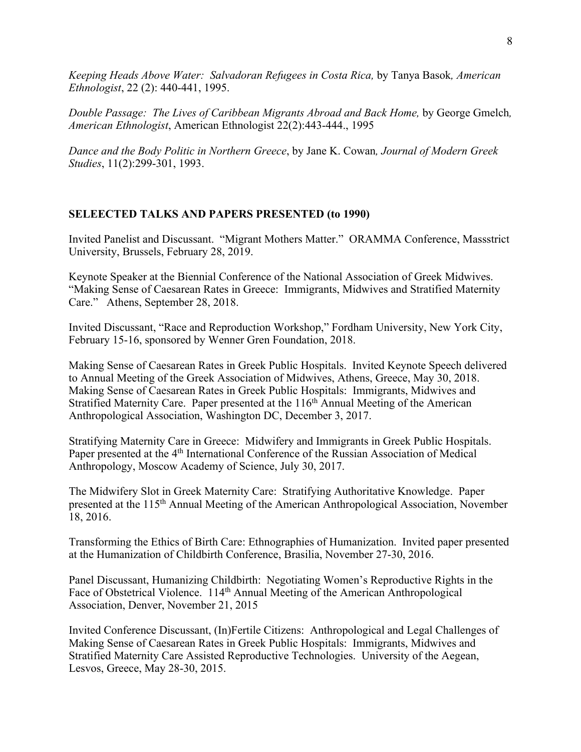*Keeping Heads Above Water: Salvadoran Refugees in Costa Rica,* by Tanya Basok*, American Ethnologist*, 22 (2): 440-441, 1995.

*Double Passage: The Lives of Caribbean Migrants Abroad and Back Home,* by George Gmelch*, American Ethnologist*, American Ethnologist 22(2):443-444., 1995

*Dance and the Body Politic in Northern Greece*, by Jane K. Cowan*, Journal of Modern Greek Studies*, 11(2):299-301, 1993.

## SELEECTED TALKS AND PAPERS PRESENTED (to 1990)

Invited Panelist and Discussant. "Migrant Mothers Matter." ORAMMA Conference, Massstrict University, Brussels, February 28, 2019.

Keynote Speaker at the Biennial Conference of the National Association of Greek Midwives. "Making Sense of Caesarean Rates in Greece: Immigrants, Midwives and Stratified Maternity Care." Athens, September 28, 2018.

Invited Discussant, "Race and Reproduction Workshop," Fordham University, New York City, February 15-16, sponsored by Wenner Gren Foundation, 2018.

Making Sense of Caesarean Rates in Greek Public Hospitals. Invited Keynote Speech delivered to Annual Meeting of the Greek Association of Midwives, Athens, Greece, May 30, 2018. Making Sense of Caesarean Rates in Greek Public Hospitals: Immigrants, Midwives and Stratified Maternity Care. Paper presented at the 116th Annual Meeting of the American Anthropological Association, Washington DC, December 3, 2017.

Stratifying Maternity Care in Greece: Midwifery and Immigrants in Greek Public Hospitals. Paper presented at the 4th International Conference of the Russian Association of Medical Anthropology, Moscow Academy of Science, July 30, 2017.

The Midwifery Slot in Greek Maternity Care: Stratifying Authoritative Knowledge. Paper presented at the 115th Annual Meeting of the American Anthropological Association, November 18, 2016.

Transforming the Ethics of Birth Care: Ethnographies of Humanization. Invited paper presented at the Humanization of Childbirth Conference, Brasilia, November 27-30, 2016.

Panel Discussant, Humanizing Childbirth: Negotiating Women's Reproductive Rights in the Face of Obstetrical Violence. 114th Annual Meeting of the American Anthropological Association, Denver, November 21, 2015

Invited Conference Discussant, (In)Fertile Citizens: Anthropological and Legal Challenges of Making Sense of Caesarean Rates in Greek Public Hospitals: Immigrants, Midwives and Stratified Maternity Care Assisted Reproductive Technologies. University of the Aegean, Lesvos, Greece, May 28-30, 2015.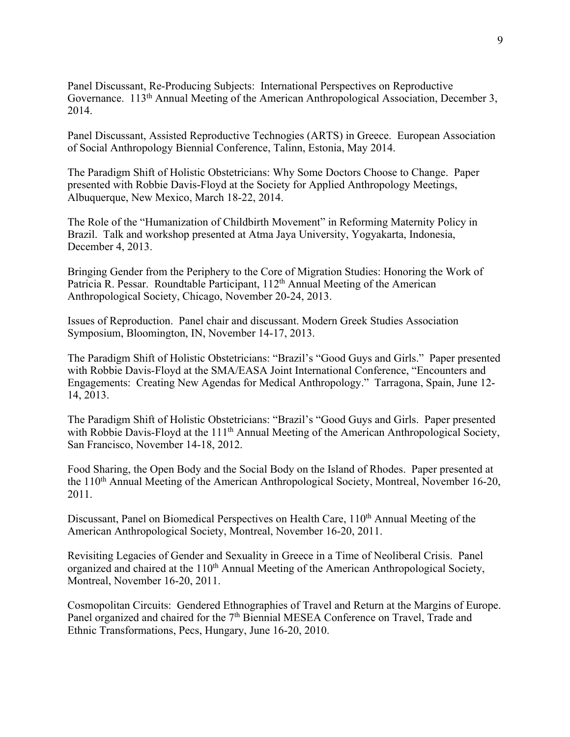Panel Discussant, Re-Producing Subjects: International Perspectives on Reproductive Governance. 113th Annual Meeting of the American Anthropological Association, December 3, 2014.

Panel Discussant, Assisted Reproductive Technogies (ARTS) in Greece. European Association of Social Anthropology Biennial Conference, Talinn, Estonia, May 2014.

The Paradigm Shift of Holistic Obstetricians: Why Some Doctors Choose to Change. Paper presented with Robbie Davis-Floyd at the Society for Applied Anthropology Meetings, Albuquerque, New Mexico, March 18-22, 2014.

The Role of the "Humanization of Childbirth Movement" in Reforming Maternity Policy in Brazil. Talk and workshop presented at Atma Jaya University, Yogyakarta, Indonesia, December 4, 2013.

Bringing Gender from the Periphery to the Core of Migration Studies: Honoring the Work of Patricia R. Pessar. Roundtable Participant, 112th Annual Meeting of the American Anthropological Society, Chicago, November 20-24, 2013.

Issues of Reproduction. Panel chair and discussant. Modern Greek Studies Association Symposium, Bloomington, IN, November 14-17, 2013.

The Paradigm Shift of Holistic Obstetricians: "Brazil's "Good Guys and Girls." Paper presented with Robbie Davis-Floyd at the SMA/EASA Joint International Conference, "Encounters and Engagements: Creating New Agendas for Medical Anthropology." Tarragona, Spain, June 12-14, 2013.

The Paradigm Shift of Holistic Obstetricians: "Brazil's "Good Guys and Girls. Paper presented with Robbie Davis-Floyd at the 111th Annual Meeting of the American Anthropological Society, San Francisco, November 14-18, 2012.

Food Sharing, the Open Body and the Social Body on the Island of Rhodes. Paper presented at the 110th Annual Meeting of the American Anthropological Society, Montreal, November 16-20, 2011.

Discussant, Panel on Biomedical Perspectives on Health Care, 110th Annual Meeting of the American Anthropological Society, Montreal, November 16-20, 2011.

Revisiting Legacies of Gender and Sexuality in Greece in a Time of Neoliberal Crisis. Panel organized and chaired at the 110th Annual Meeting of the American Anthropological Society, Montreal, November 16-20, 2011.

Cosmopolitan Circuits: Gendered Ethnographies of Travel and Return at the Margins of Europe. Panel organized and chaired for the 7th Biennial MESEA Conference on Travel, Trade and Ethnic Transformations, Pecs, Hungary, June 16-20, 2010.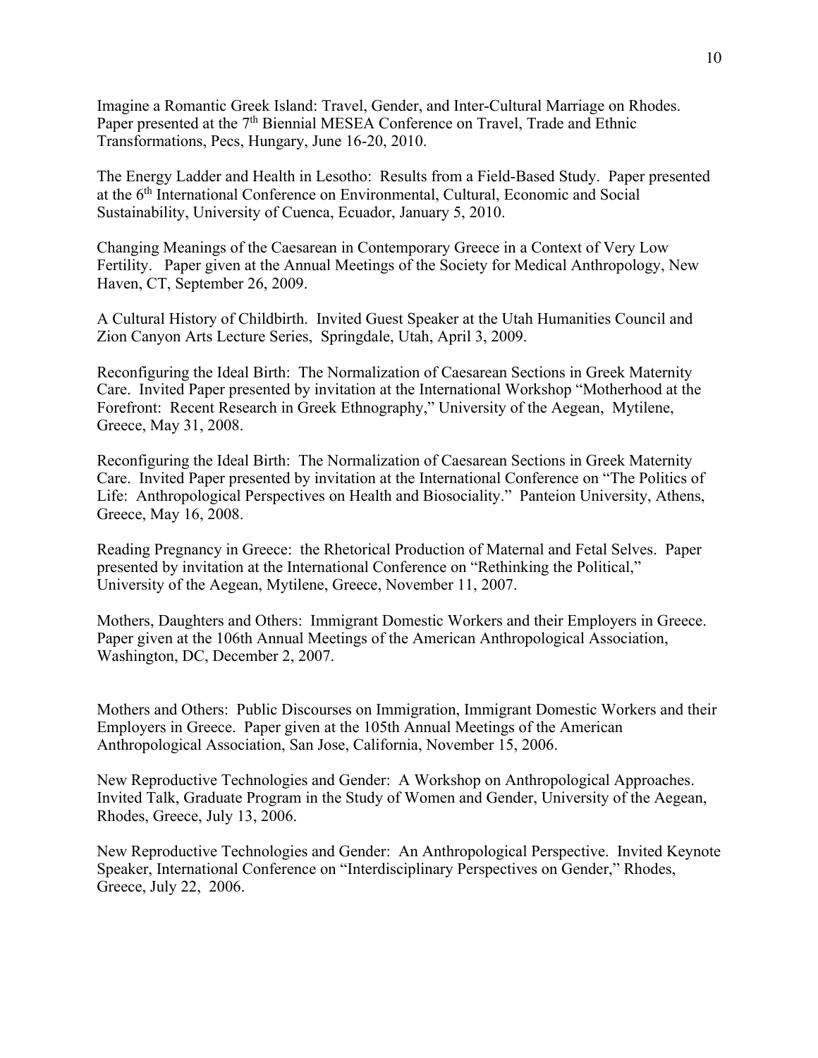Imagine a Romantic Greek Island: Travel, Gender, and Inter-Cultural Marriage on Rhodes. Paper presented at the 7th Biennial MESEA Conference on Travel, Trade and Ethnic Transformations, Pecs, Hungary, June 16-20, 2010.

The Energy Ladder and Health in Lesotho: Results from a Field-Based Study. Paper presented at the 6th International Conference on Environmental, Cultural, Economic and Social Sustainability, University of Cuenca, Ecuador, January 5, 2010.

Changing Meanings of the Caesarean in Contemporary Greece in a Context of Very Low Fertility. Paper given at the Annual Meetings of the Society for Medical Anthropology, New Haven, CT, September 26, 2009.

A Cultural History of Childbirth. Invited Guest Speaker at the Utah Humanities Council and Zion Canyon Arts Lecture Series, Springdale, Utah, April 3, 2009.

Reconfiguring the Ideal Birth: The Normalization of Caesarean Sections in Greek Maternity Care. Invited Paper presented by invitation at the International Workshop "Motherhood at the Forefront: Recent Research in Greek Ethnography," University of the Aegean, Mytilene, Greece, May 31, 2008.

Reconfiguring the Ideal Birth: The Normalization of Caesarean Sections in Greek Maternity Care. Invited Paper presented by invitation at the International Conference on "The Politics of Life: Anthropological Perspectives on Health and Biosociality." Panteion University, Athens, Greece, May 16, 2008.

Reading Pregnancy in Greece: the Rhetorical Production of Maternal and Fetal Selves. Paper presented by invitation at the International Conference on "Rethinking the Political," University of the Aegean, Mytilene, Greece, November 11, 2007.

Mothers, Daughters and Others: Immigrant Domestic Workers and their Employers in Greece. Paper given at the 106th Annual Meetings of the American Anthropological Association, Washington, DC, December 2, 2007.

Mothers and Others: Public Discourses on Immigration, Immigrant Domestic Workers and their Employers in Greece. Paper given at the 105th Annual Meetings of the American Anthropological Association, San Jose, California, November 15, 2006.

New Reproductive Technologies and Gender: A Workshop on Anthropological Approaches. Invited Talk, Graduate Program in the Study of Women and Gender, University of the Aegean, Rhodes, Greece, July 13, 2006.

New Reproductive Technologies and Gender: An Anthropological Perspective. Invited Keynote Speaker, International Conference on "Interdisciplinary Perspectives on Gender," Rhodes, Greece, July 22, 2006.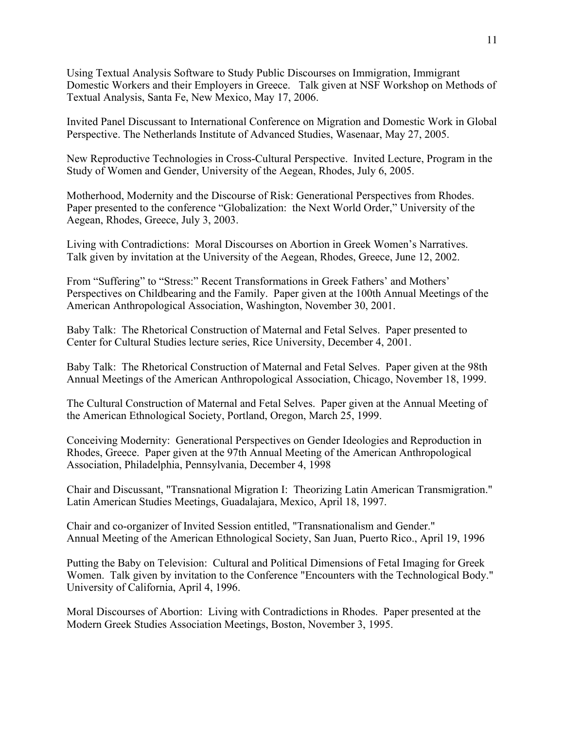Using Textual Analysis Software to Study Public Discourses on Immigration, Immigrant Domestic Workers and their Employers in Greece. Talk given at NSF Workshop on Methods of Textual Analysis, Santa Fe, New Mexico, May 17, 2006.

Invited Panel Discussant to International Conference on Migration and Domestic Work in Global Perspective. The Netherlands Institute of Advanced Studies, Wasenaar, May 27, 2005.

New Reproductive Technologies in Cross-Cultural Perspective. Invited Lecture, Program in the Study of Women and Gender, University of the Aegean, Rhodes, July 6, 2005.

Motherhood, Modernity and the Discourse of Risk: Generational Perspectives from Rhodes. Paper presented to the conference "Globalization: the Next World Order," University of the Aegean, Rhodes, Greece, July 3, 2003.

Living with Contradictions: Moral Discourses on Abortion in Greek Women's Narratives. Talk given by invitation at the University of the Aegean, Rhodes, Greece, June 12, 2002.

From "Suffering" to "Stress:" Recent Transformations in Greek Fathers' and Mothers' Perspectives on Childbearing and the Family. Paper given at the 100th Annual Meetings of the American Anthropological Association, Washington, November 30, 2001.

Baby Talk: The Rhetorical Construction of Maternal and Fetal Selves. Paper presented to Center for Cultural Studies lecture series, Rice University, December 4, 2001.

Baby Talk: The Rhetorical Construction of Maternal and Fetal Selves. Paper given at the 98th Annual Meetings of the American Anthropological Association, Chicago, November 18, 1999.

The Cultural Construction of Maternal and Fetal Selves. Paper given at the Annual Meeting of the American Ethnological Society, Portland, Oregon, March 25, 1999.

Conceiving Modernity: Generational Perspectives on Gender Ideologies and Reproduction in Rhodes, Greece. Paper given at the 97th Annual Meeting of the American Anthropological Association, Philadelphia, Pennsylvania, December 4, 1998

Chair and Discussant, "Transnational Migration I: Theorizing Latin American Transmigration." Latin American Studies Meetings, Guadalajara, Mexico, April 18, 1997.

Chair and co-organizer of Invited Session entitled, "Transnationalism and Gender." Annual Meeting of the American Ethnological Society, San Juan, Puerto Rico., April 19, 1996

Putting the Baby on Television: Cultural and Political Dimensions of Fetal Imaging for Greek Women. Talk given by invitation to the Conference "Encounters with the Technological Body." University of California, April 4, 1996.

Moral Discourses of Abortion: Living with Contradictions in Rhodes. Paper presented at the Modern Greek Studies Association Meetings, Boston, November 3, 1995.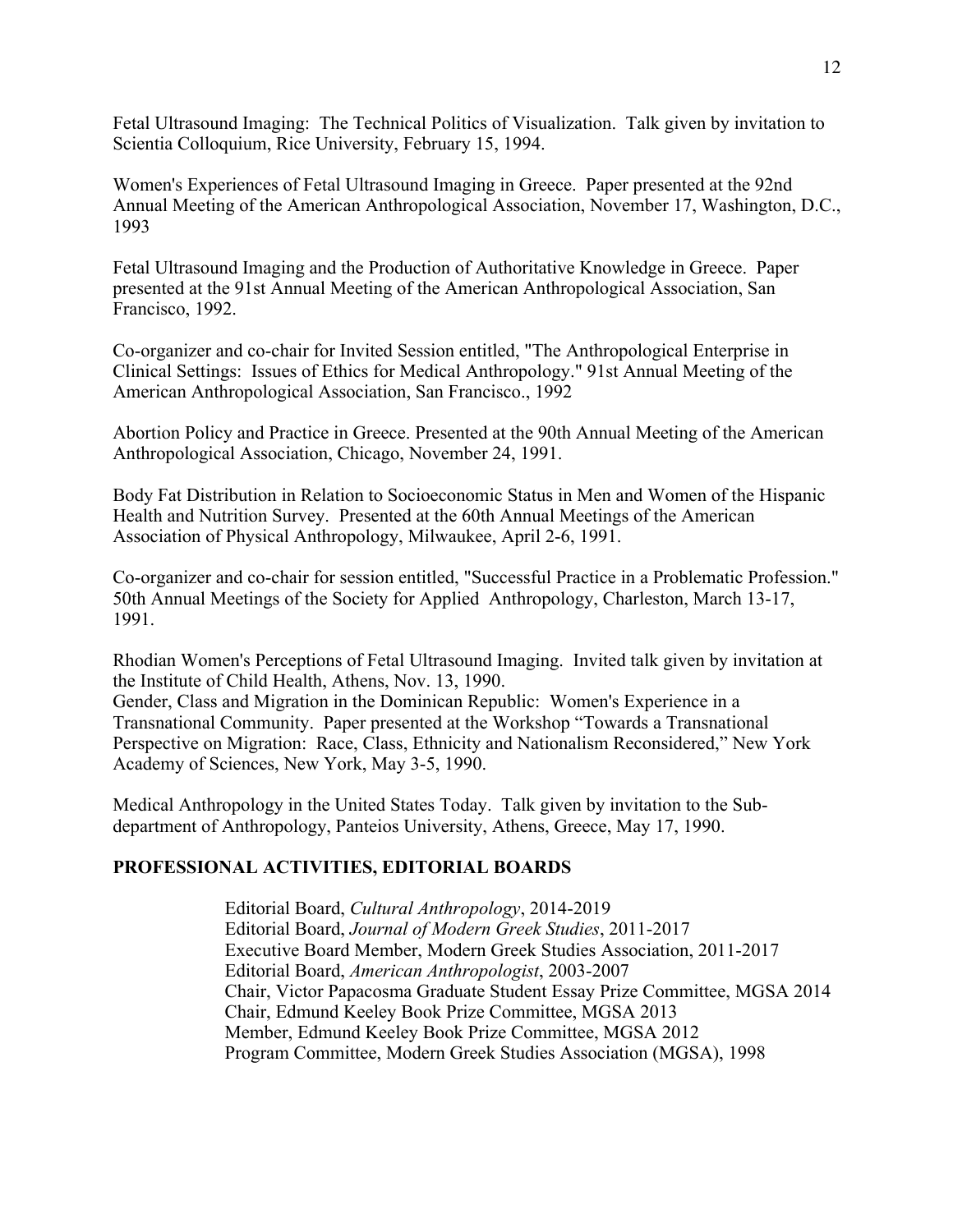Fetal Ultrasound Imaging: The Technical Politics of Visualization. Talk given by invitation to Scientia Colloquium, Rice University, February 15, 1994.

Women's Experiences of Fetal Ultrasound Imaging in Greece. Paper presented at the 92nd Annual Meeting of the American Anthropological Association, November 17, Washington, D.C., 1993

Fetal Ultrasound Imaging and the Production of Authoritative Knowledge in Greece. Paper presented at the 91st Annual Meeting of the American Anthropological Association, San Francisco, 1992.

Co-organizer and co-chair for Invited Session entitled, "The Anthropological Enterprise in Clinical Settings: Issues of Ethics for Medical Anthropology." 91st Annual Meeting of the American Anthropological Association, San Francisco., 1992

Abortion Policy and Practice in Greece. Presented at the 90th Annual Meeting of the American Anthropological Association, Chicago, November 24, 1991.

Body Fat Distribution in Relation to Socioeconomic Status in Men and Women of the Hispanic Health and Nutrition Survey. Presented at the 60th Annual Meetings of the American Association of Physical Anthropology, Milwaukee, April 2-6, 1991.

Co-organizer and co-chair for session entitled, "Successful Practice in a Problematic Profession." 50th Annual Meetings of the Society for Applied Anthropology, Charleston, March 13-17, 1991.

Rhodian Women's Perceptions of Fetal Ultrasound Imaging. Invited talk given by invitation at the Institute of Child Health, Athens, Nov. 13, 1990.

Gender, Class and Migration in the Dominican Republic: Women's Experience in a Transnational Community. Paper presented at the Workshop "Towards a Transnational Perspective on Migration: Race, Class, Ethnicity and Nationalism Reconsidered," New York Academy of Sciences, New York, May 3-5, 1990.

Medical Anthropology in the United States Today. Talk given by invitation to the Sub-department of Anthropology, Panteios University, Athens, Greece, May 17, 1990.

## PROFESSIONAL ACTIVITIES, EDITORIAL BOARDS

Editorial Board, *Cultural Anthropology*, 2014-2019
Editorial Board, *Journal of Modern Greek Studies*, 2011-2017
Executive Board Member, Modern Greek Studies Association, 2011-2017
Editorial Board, *American Anthropologist*, 2003-2007
Chair, Victor Papacosma Graduate Student Essay Prize Committee, MGSA 2014
Chair, Edmund Keeley Book Prize Committee, MGSA 2013
Member, Edmund Keeley Book Prize Committee, MGSA 2012
Program Committee, Modern Greek Studies Association (MGSA), 1998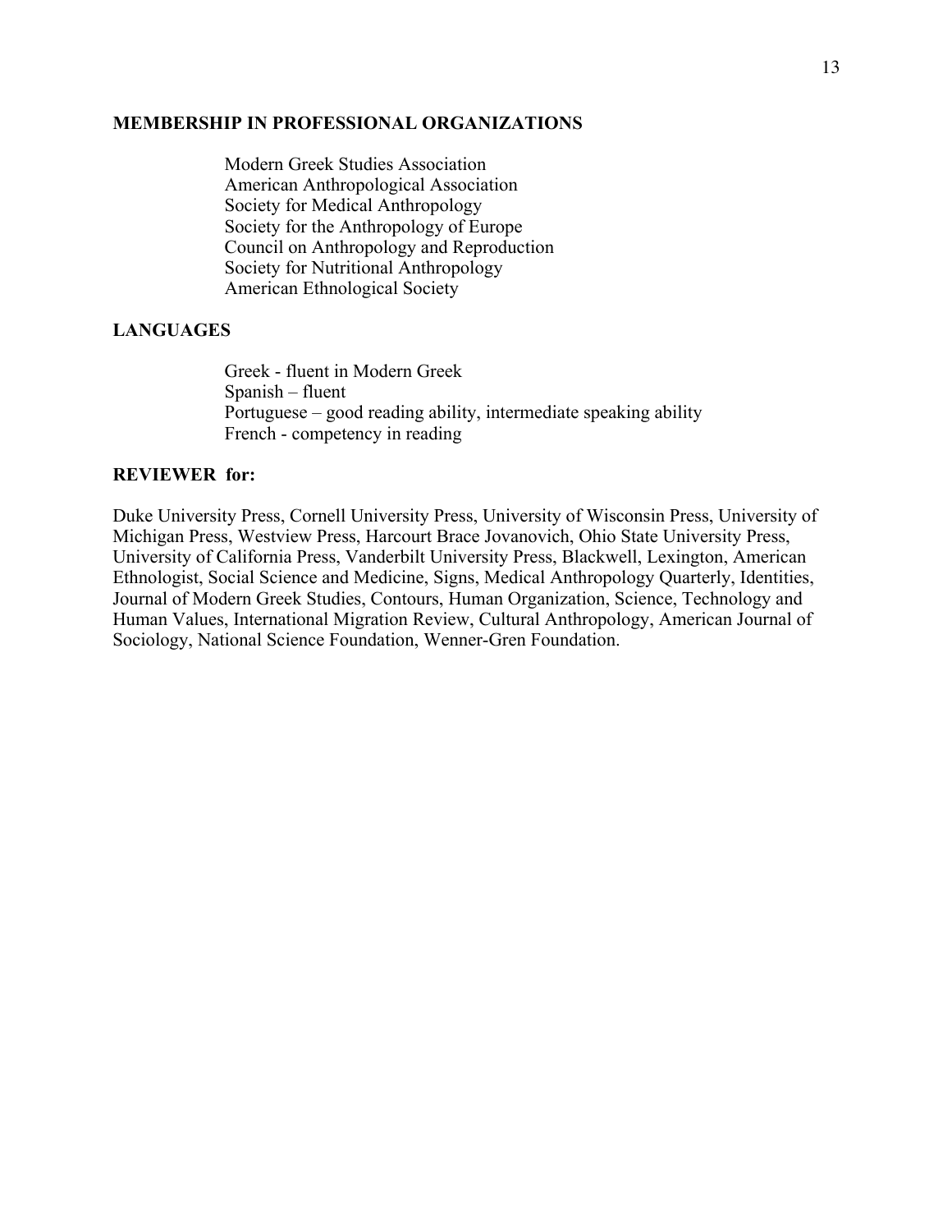## MEMBERSHIP IN PROFESSIONAL ORGANIZATIONS

Modern Greek Studies Association
American Anthropological Association
Society for Medical Anthropology
Society for the Anthropology of Europe
Council on Anthropology and Reproduction
Society for Nutritional Anthropology
American Ethnological Society

## LANGUAGES

Greek - fluent in Modern Greek
Spanish – fluent
Portuguese – good reading ability, intermediate speaking ability
French - competency in reading

## REVIEWER for:

Duke University Press, Cornell University Press, University of Wisconsin Press, University of Michigan Press, Westview Press, Harcourt Brace Jovanovich, Ohio State University Press, University of California Press, Vanderbilt University Press, Blackwell, Lexington, American Ethnologist, Social Science and Medicine, Signs, Medical Anthropology Quarterly, Identities, Journal of Modern Greek Studies, Contours, Human Organization, Science, Technology and Human Values, International Migration Review, Cultural Anthropology, American Journal of Sociology, National Science Foundation, Wenner-Gren Foundation.